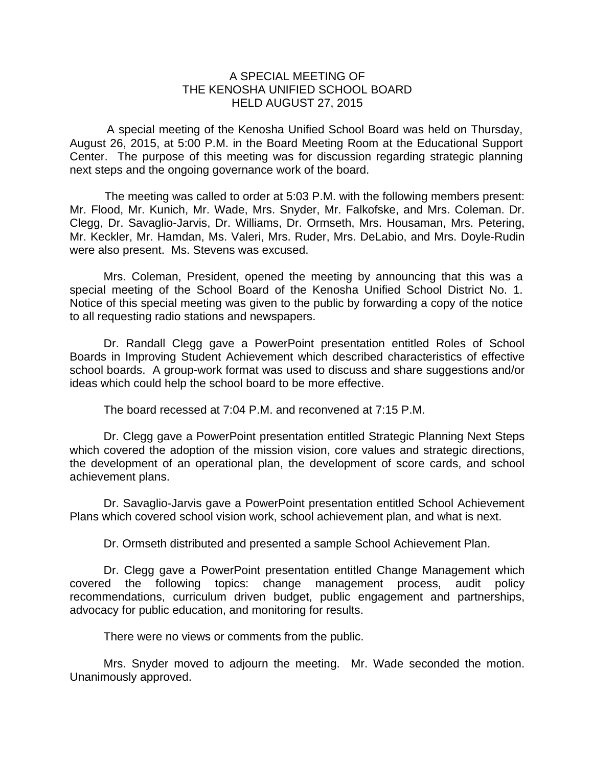# A SPECIAL MEETING OF
# THE KENOSHA UNIFIED SCHOOL BOARD
# HELD AUGUST 27, 2015

A special meeting of the Kenosha Unified School Board was held on Thursday, August 26, 2015, at 5:00 P.M. in the Board Meeting Room at the Educational Support Center. The purpose of this meeting was for discussion regarding strategic planning next steps and the ongoing governance work of the board.

The meeting was called to order at 5:03 P.M. with the following members present: Mr. Flood, Mr. Kunich, Mr. Wade, Mrs. Snyder, Mr. Falkofske, and Mrs. Coleman. Dr. Clegg, Dr. Savaglio-Jarvis, Dr. Williams, Dr. Ormseth, Mrs. Housaman, Mrs. Petering, Mr. Keckler, Mr. Hamdan, Ms. Valeri, Mrs. Ruder, Mrs. DeLabio, and Mrs. Doyle-Rudin were also present. Ms. Stevens was excused.

Mrs. Coleman, President, opened the meeting by announcing that this was a special meeting of the School Board of the Kenosha Unified School District No. 1. Notice of this special meeting was given to the public by forwarding a copy of the notice to all requesting radio stations and newspapers.

Dr. Randall Clegg gave a PowerPoint presentation entitled Roles of School Boards in Improving Student Achievement which described characteristics of effective school boards. A group-work format was used to discuss and share suggestions and/or ideas which could help the school board to be more effective.

The board recessed at 7:04 P.M. and reconvened at 7:15 P.M.

Dr. Clegg gave a PowerPoint presentation entitled Strategic Planning Next Steps which covered the adoption of the mission vision, core values and strategic directions, the development of an operational plan, the development of score cards, and school achievement plans.

Dr. Savaglio-Jarvis gave a PowerPoint presentation entitled School Achievement Plans which covered school vision work, school achievement plan, and what is next.

Dr. Ormseth distributed and presented a sample School Achievement Plan.

Dr. Clegg gave a PowerPoint presentation entitled Change Management which covered the following topics: change management process, audit policy recommendations, curriculum driven budget, public engagement and partnerships, advocacy for public education, and monitoring for results.

There were no views or comments from the public.

Mrs. Snyder moved to adjourn the meeting. Mr. Wade seconded the motion. Unanimously approved.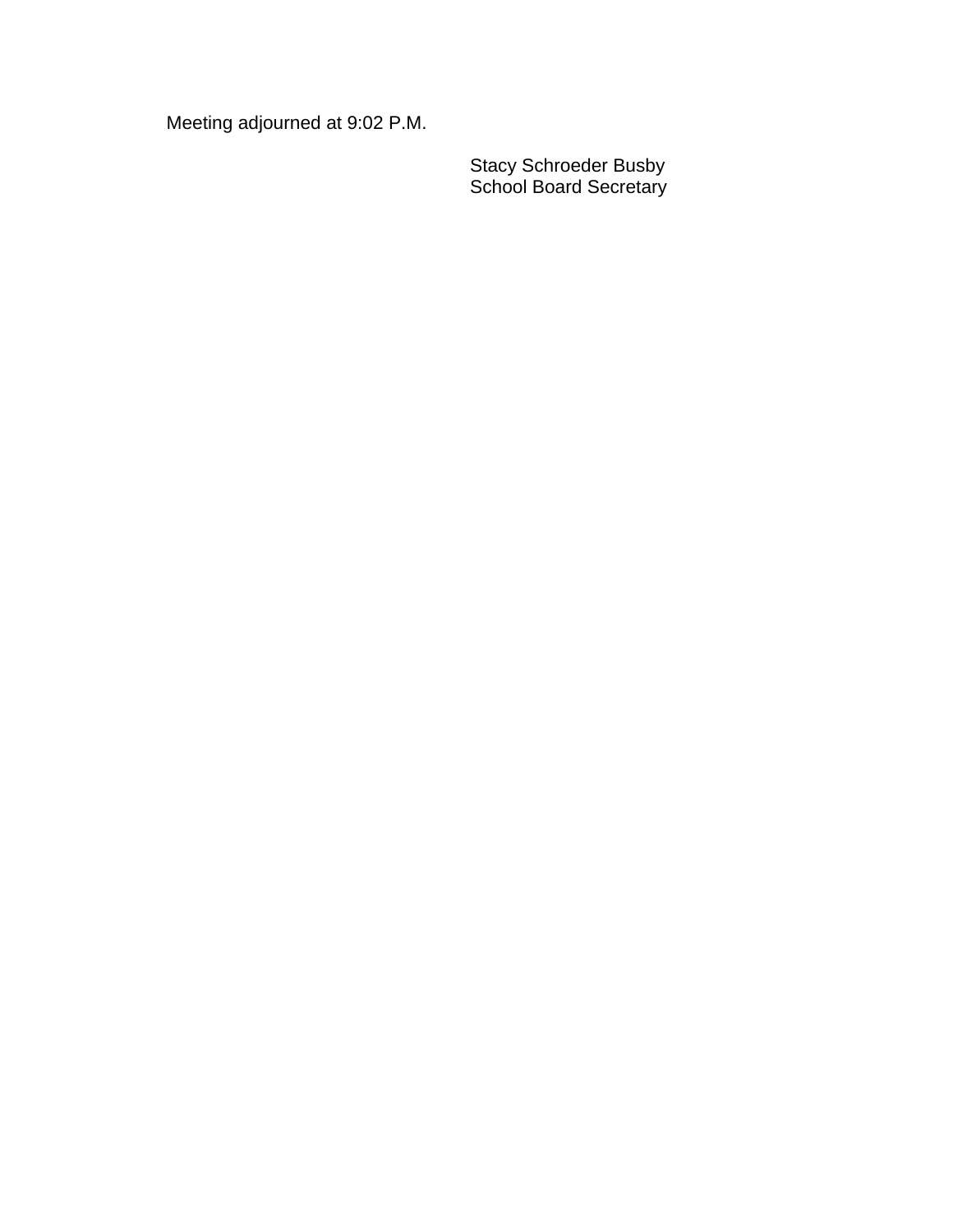Meeting adjourned at 9:02 P.M.

Stacy Schroeder Busby
School Board Secretary